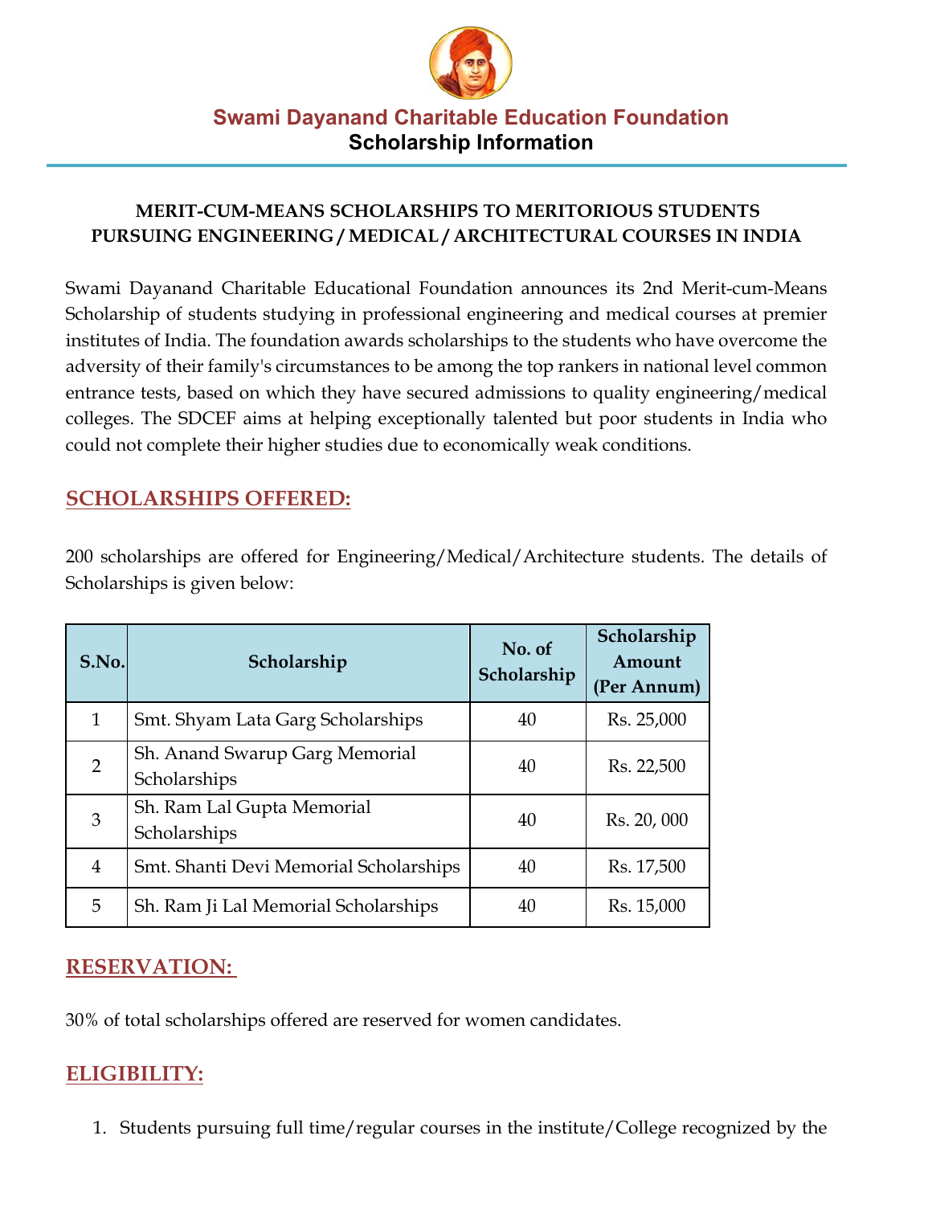# Swami Dayanand Charitable Education Foundation

## Scholarship Information

### MERIT-CUM-MEANS SCHOLARSHIPS TO MERITORIOUS STUDENTS PURSUING ENGINEERING / MEDICAL / ARCHITECTURAL COURSES IN INDIA

Swami Dayanand Charitable Educational Foundation announces its 2nd Merit-cum-Means Scholarship of students studying in professional engineering and medical courses at premier institutes of India. The foundation awards scholarships to the students who have overcome the adversity of their family's circumstances to be among the top rankers in national level common entrance tests, based on which they have secured admissions to quality engineering/medical colleges. The SDCEF aims at helping exceptionally talented but poor students in India who could not complete their higher studies due to economically weak conditions.

## SCHOLARSHIPS OFFERED:

200 scholarships are offered for Engineering/Medical/Architecture students. The details of Scholarships is given below:

| S.No. | Scholarship | No. of Scholarship | Scholarship Amount (Per Annum) |
|---|---|---|---|
| 1 | Smt. Shyam Lata Garg Scholarships | 40 | Rs. 25,000 |
| 2 | Sh. Anand Swarup Garg Memorial Scholarships | 40 | Rs. 22,500 |
| 3 | Sh. Ram Lal Gupta Memorial Scholarships | 40 | Rs. 20, 000 |
| 4 | Smt. Shanti Devi Memorial Scholarships | 40 | Rs. 17,500 |
| 5 | Sh. Ram Ji Lal Memorial Scholarships | 40 | Rs. 15,000 |

## RESERVATION:

30% of total scholarships offered are reserved for women candidates.

## ELIGIBILITY:

1. Students pursuing full time/regular courses in the institute/College recognized by the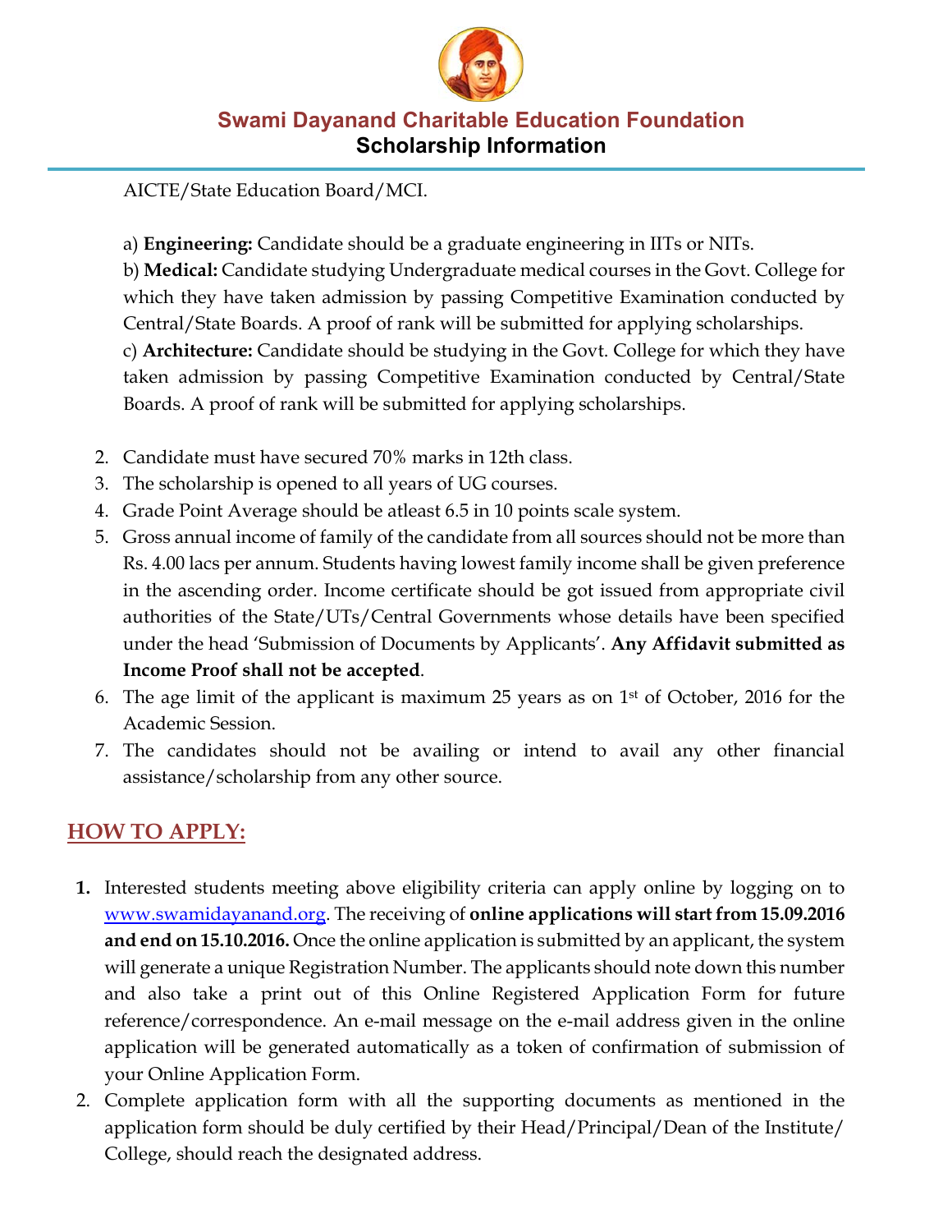AICTE/State Education Board/MCI.

a) **Engineering:** Candidate should be a graduate engineering in IITs or NITs.
b) **Medical:** Candidate studying Undergraduate medical courses in the Govt. College for which they have taken admission by passing Competitive Examination conducted by Central/State Boards. A proof of rank will be submitted for applying scholarships.
c) **Architecture:** Candidate should be studying in the Govt. College for which they have taken admission by passing Competitive Examination conducted by Central/State Boards. A proof of rank will be submitted for applying scholarships.

2. Candidate must have secured 70% marks in 12th class.
3. The scholarship is opened to all years of UG courses.
4. Grade Point Average should be atleast 6.5 in 10 points scale system.
5. Gross annual income of family of the candidate from all sources should not be more than Rs. 4.00 lacs per annum. Students having lowest family income shall be given preference in the ascending order. Income certificate should be got issued from appropriate civil authorities of the State/UTs/Central Governments whose details have been specified under the head 'Submission of Documents by Applicants'. **Any Affidavit submitted as Income Proof shall not be accepted**.
6. The age limit of the applicant is maximum 25 years as on 1st of October, 2016 for the Academic Session.
7. The candidates should not be availing or intend to avail any other financial assistance/scholarship from any other source.

## HOW TO APPLY:

1. Interested students meeting above eligibility criteria can apply online by logging on to [www.swamidayanand.org](www.swamidayanand.org). The receiving of **online applications will start from 15.09.2016 and end on 15.10.2016.** Once the online application is submitted by an applicant, the system will generate a unique Registration Number. The applicants should note down this number and also take a print out of this Online Registered Application Form for future reference/correspondence. An e-mail message on the e-mail address given in the online application will be generated automatically as a token of confirmation of submission of your Online Application Form.
2. Complete application form with all the supporting documents as mentioned in the application form should be duly certified by their Head/Principal/Dean of the Institute/ College, should reach the designated address.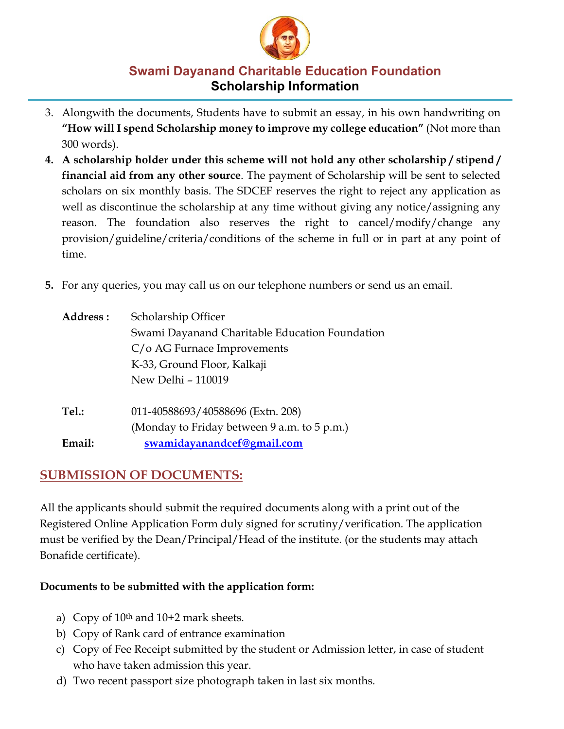3. Alongwith the documents, Students have to submit an essay, in his own handwriting on **"How will I spend Scholarship money to improve my college education"** (Not more than 300 words).
4. **A scholarship holder under this scheme will not hold any other scholarship / stipend / financial aid from any other source**. The payment of Scholarship will be sent to selected scholars on six monthly basis. The SDCEF reserves the right to reject any application as well as discontinue the scholarship at any time without giving any notice/assigning any reason. The foundation also reserves the right to cancel/modify/change any provision/guideline/criteria/conditions of the scheme in full or in part at any point of time.
5. For any queries, you may call us on our telephone numbers or send us an email.

**Address :** Scholarship Officer
Swami Dayanand Charitable Education Foundation
C/o AG Furnace Improvements
K-33, Ground Floor, Kalkaji
New Delhi – 110019

**Tel.:** 011-40588693/40588696 (Extn. 208)
(Monday to Friday between 9 a.m. to 5 p.m.)

**Email:** swamidayanandcef@gmail.com

## SUBMISSION OF DOCUMENTS:

All the applicants should submit the required documents along with a print out of the Registered Online Application Form duly signed for scrutiny/verification. The application must be verified by the Dean/Principal/Head of the institute. (or the students may attach Bonafide certificate).

**Documents to be submitted with the application form:**

a) Copy of 10th and 10+2 mark sheets.
b) Copy of Rank card of entrance examination
c) Copy of Fee Receipt submitted by the student or Admission letter, in case of student who have taken admission this year.
d) Two recent passport size photograph taken in last six months.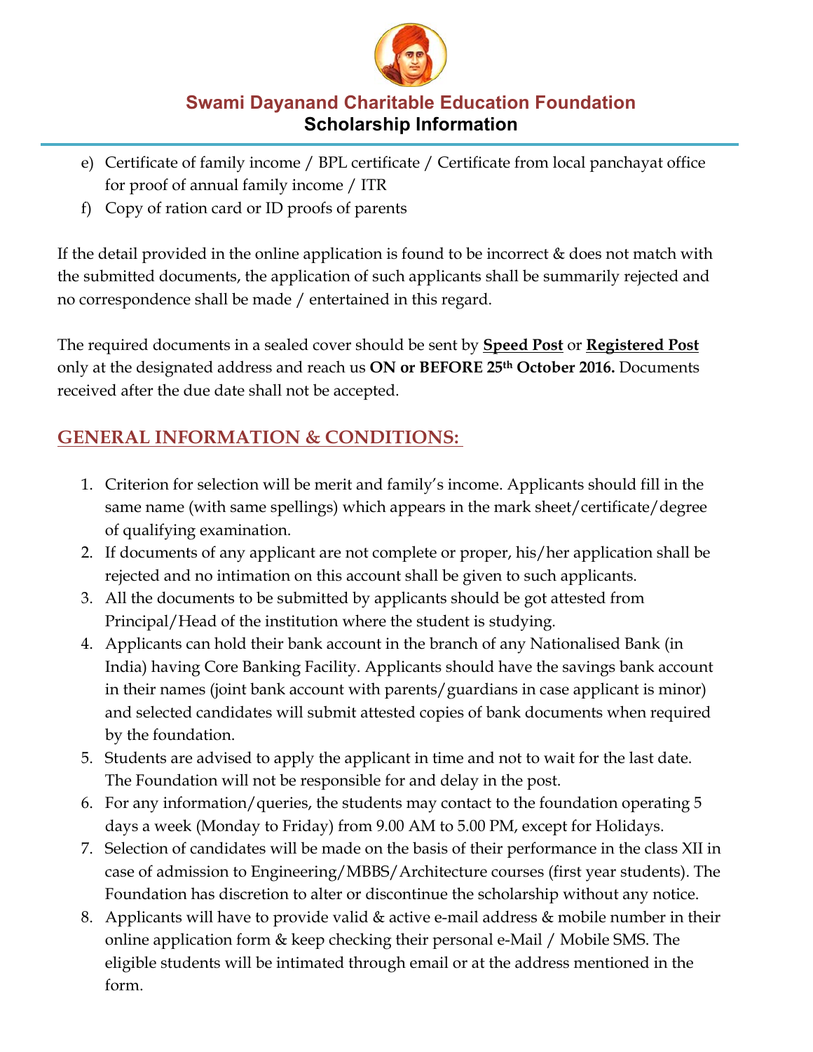e) Certificate of family income / BPL certificate / Certificate from local panchayat office for proof of annual family income / ITR
f) Copy of ration card or ID proofs of parents

If the detail provided in the online application is found to be incorrect & does not match with the submitted documents, the application of such applicants shall be summarily rejected and no correspondence shall be made / entertained in this regard.

The required documents in a sealed cover should be sent by **Speed Post** or **Registered Post** only at the designated address and reach us **ON or BEFORE 25th October 2016.** Documents received after the due date shall not be accepted.

## GENERAL INFORMATION & CONDITIONS:

1. Criterion for selection will be merit and family's income. Applicants should fill in the same name (with same spellings) which appears in the mark sheet/certificate/degree of qualifying examination.
2. If documents of any applicant are not complete or proper, his/her application shall be rejected and no intimation on this account shall be given to such applicants.
3. All the documents to be submitted by applicants should be got attested from Principal/Head of the institution where the student is studying.
4. Applicants can hold their bank account in the branch of any Nationalised Bank (in India) having Core Banking Facility. Applicants should have the savings bank account in their names (joint bank account with parents/guardians in case applicant is minor) and selected candidates will submit attested copies of bank documents when required by the foundation.
5. Students are advised to apply the applicant in time and not to wait for the last date. The Foundation will not be responsible for and delay in the post.
6. For any information/queries, the students may contact to the foundation operating 5 days a week (Monday to Friday) from 9.00 AM to 5.00 PM, except for Holidays.
7. Selection of candidates will be made on the basis of their performance in the class XII in case of admission to Engineering/MBBS/Architecture courses (first year students). The Foundation has discretion to alter or discontinue the scholarship without any notice.
8. Applicants will have to provide valid & active e-mail address & mobile number in their online application form & keep checking their personal e-Mail / Mobile SMS. The eligible students will be intimated through email or at the address mentioned in the form.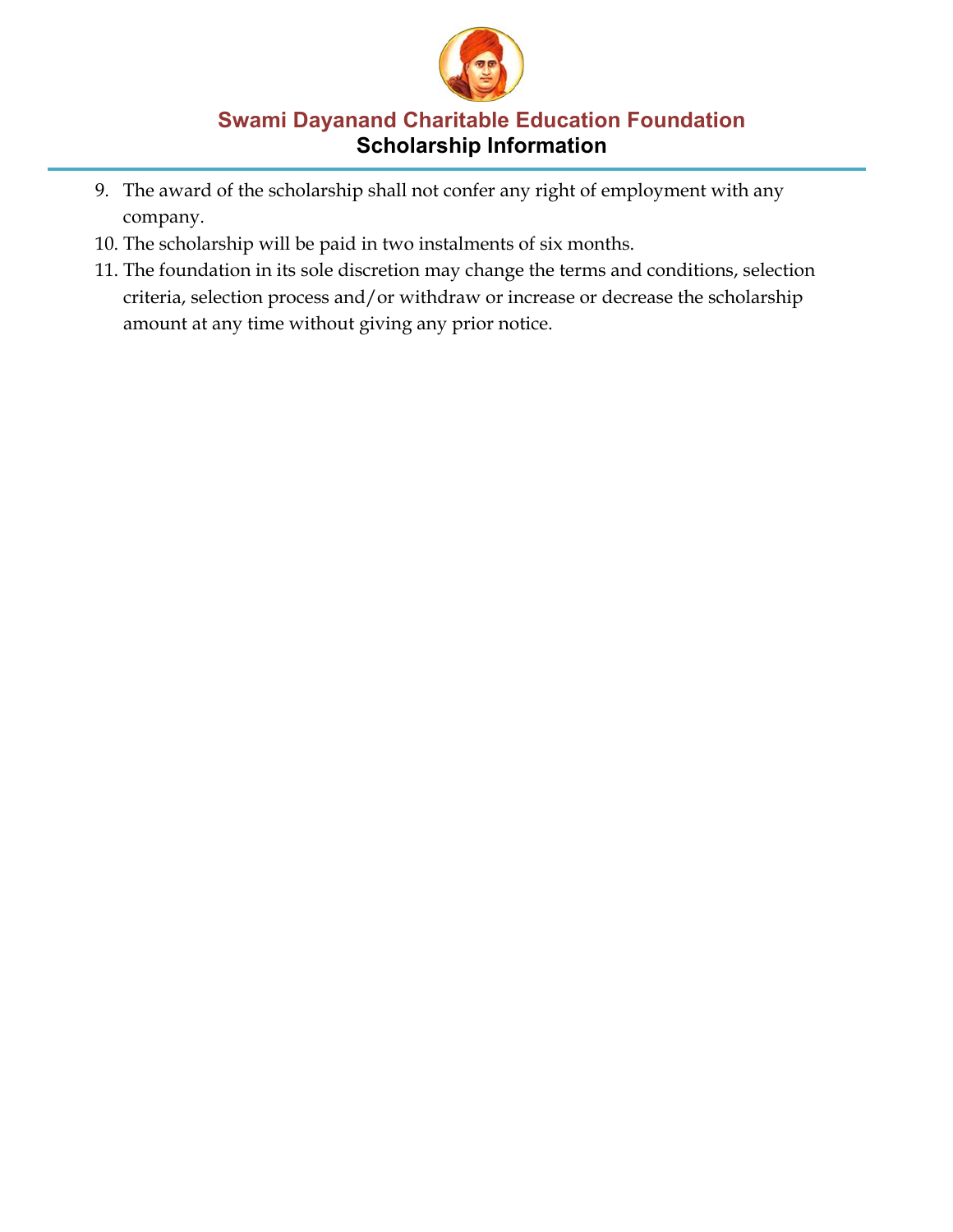9. The award of the scholarship shall not confer any right of employment with any company.
10. The scholarship will be paid in two instalments of six months.
11. The foundation in its sole discretion may change the terms and conditions, selection criteria, selection process and/or withdraw or increase or decrease the scholarship amount at any time without giving any prior notice.